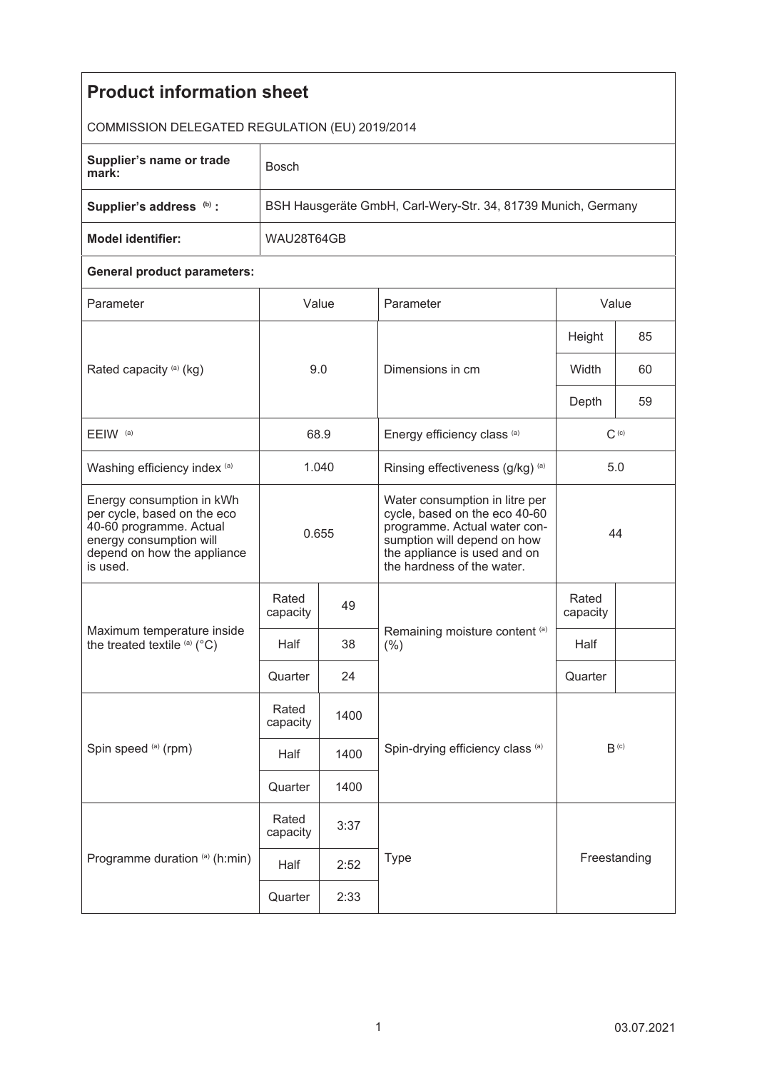# Product information sheet

COMMISSION DELEGATED REGULATION (EU) 2019/2014

| | |
|---|---|
| **Supplier's name or trade mark:** | Bosch |
| **Supplier's address** [(b)] **:** | BSH Hausgeräte GmbH, Carl-Wery-Str. 34, 81739 Munich, Germany |
| **Model identifier:** | WAU28T64GB |

**General product parameters:**

| Parameter | Value | | Parameter | Value | |
|---|---|---|---|---|---|
| Rated capacity [(a)] (kg) | 9.0 | | Dimensions in cm | Height | 85 |
| | | | | Width | 60 |
| | | | | Depth | 59 |
| EEIW [(a)] | 68.9 | | Energy efficiency class [(a)] | C [(c)] | |
| Washing efficiency index [(a)] | 1.040 | | Rinsing effectiveness (g/kg) [(a)] | 5.0 | |
| Energy consumption in kWh per cycle, based on the eco 40-60 programme. Actual energy consumption will depend on how the appliance is used. | 0.655 | | Water consumption in litre per cycle, based on the eco 40-60 programme. Actual water consumption will depend on how the appliance is used and on the hardness of the water. | 44 | |
| Maximum temperature inside the treated textile [(a)] (°C) | Rated capacity | 49 | Remaining moisture content [(a)] (%) | Rated capacity | |
| | Half | 38 | | Half | |
| | Quarter | 24 | | Quarter | |
| Spin speed [(a)] (rpm) | Rated capacity | 1400 | Spin-drying efficiency class [(a)] | B [(c)] | |
| | Half | 1400 | | | |
| | Quarter | 1400 | | | |
| Programme duration [(a)] (h:min) | Rated capacity | 3:37 | Type | Freestanding | |
| | Half | 2:52 | | | |
| | Quarter | 2:33 | | | |

03.07.2021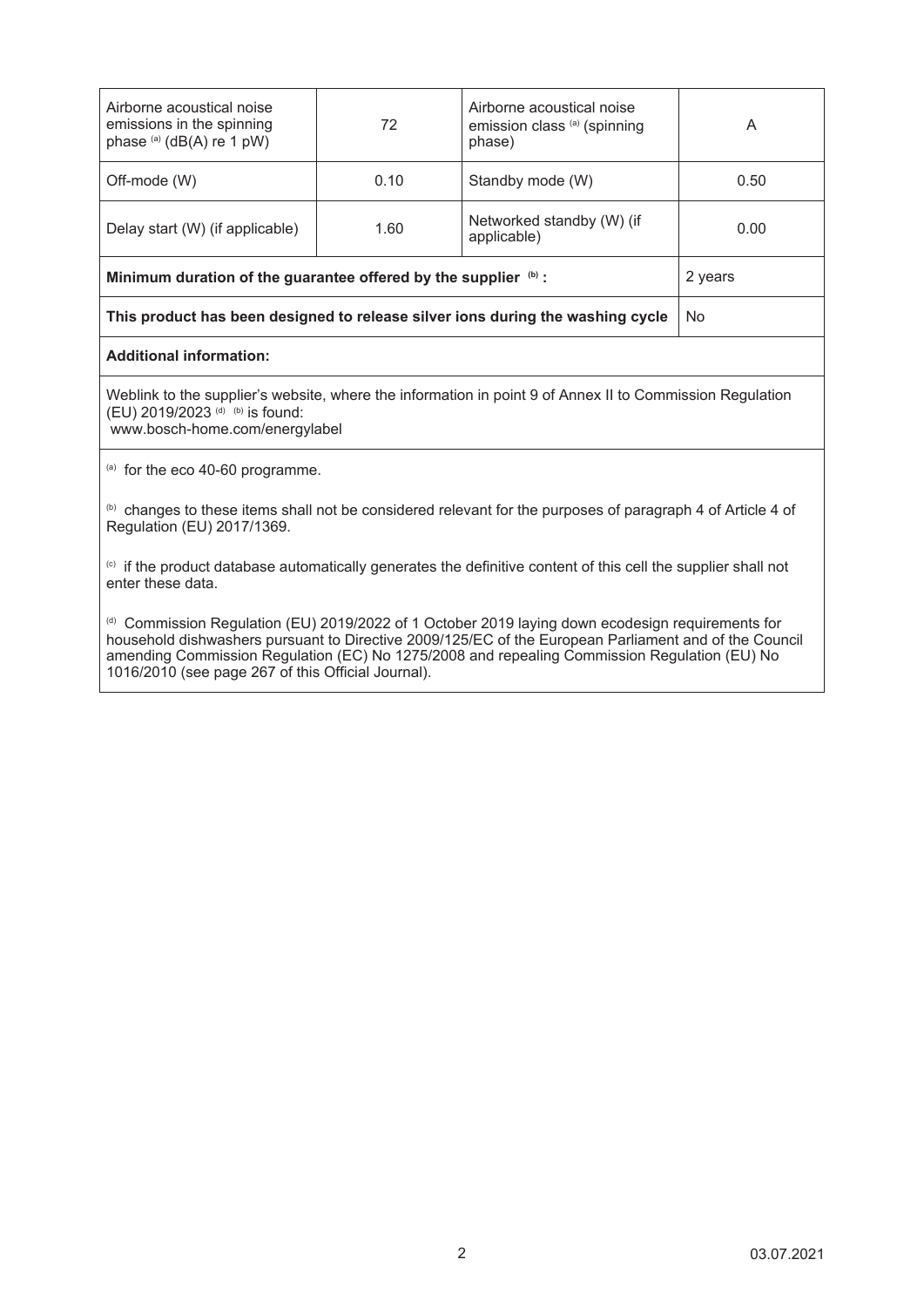| | | | |
|---|---|---|---|
| Airborne acoustical noise emissions in the spinning phase [(a)] (dB(A) re 1 pW) | 72 | Airborne acoustical noise emission class [(a)] (spinning phase) | A |
| Off-mode (W) | 0.10 | Standby mode (W) | 0.50 |
| Delay start (W) (if applicable) | 1.60 | Networked standby (W) (if applicable) | 0.00 |
| **Minimum duration of the guarantee offered by the supplier [(b)] :** | | | 2 years |
| **This product has been designed to release silver ions during the washing cycle** | | | No |
| **Additional information:** | | | |
| Weblink to the supplier's website, where the information in point 9 of Annex II to Commission Regulation (EU) 2019/2023 [(d)] [(b)] is found: www.bosch-home.com/energylabel | | | |

[(a)] for the eco 40-60 programme.

[(b)] changes to these items shall not be considered relevant for the purposes of paragraph 4 of Article 4 of Regulation (EU) 2017/1369.

[(c)] if the product database automatically generates the definitive content of this cell the supplier shall not enter these data.

[(d)] Commission Regulation (EU) 2019/2022 of 1 October 2019 laying down ecodesign requirements for household dishwashers pursuant to Directive 2009/125/EC of the European Parliament and of the Council amending Commission Regulation (EC) No 1275/2008 and repealing Commission Regulation (EU) No 1016/2010 (see page 267 of this Official Journal).

03.07.2021